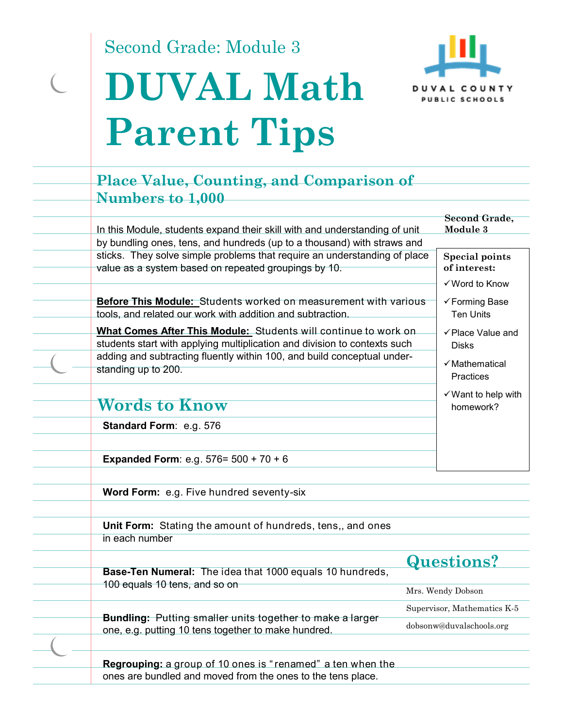Second Grade: Module 3

# DUVAL Math Parent Tips

DUVAL COUNTY PUBLIC SCHOOLS

## Place Value, Counting, and Comparison of Numbers to 1,000

In this Module, students expand their skill with and understanding of unit by bundling ones, tens, and hundreds (up to a thousand) with straws and sticks. They solve simple problems that require an understanding of place value as a system based on repeated groupings by 10.

**Before This Module:** Students worked on measurement with various tools, and related our work with addition and subtraction.

**What Comes After This Module:** Students will continue to work on students start with applying multiplication and division to contexts such adding and subtracting fluently within 100, and build conceptual understanding up to 200.

**Second Grade, Module 3**

**Special points of interest:**

- ✓Word to Know
- ✓Forming Base Ten Units
- ✓Place Value and Disks
- ✓Mathematical Practices
- ✓Want to help with homework?

## Words to Know

**Standard Form**: e.g. 576

**Expanded Form**: e.g. 576= 500 + 70 + 6

**Word Form:** e.g. Five hundred seventy-six

**Unit Form:** Stating the amount of hundreds, tens,, and ones in each number

**Base-Ten Numeral:** The idea that 1000 equals 10 hundreds, 100 equals 10 tens, and so on

**Bundling:** Putting smaller units together to make a larger one, e.g. putting 10 tens together to make hundred.

**Regrouping:** a group of 10 ones is "renamed" a ten when the ones are bundled and moved from the ones to the tens place.

## Questions?

Mrs. Wendy Dobson

Supervisor, Mathematics K-5

dobsonw@duvalschools.org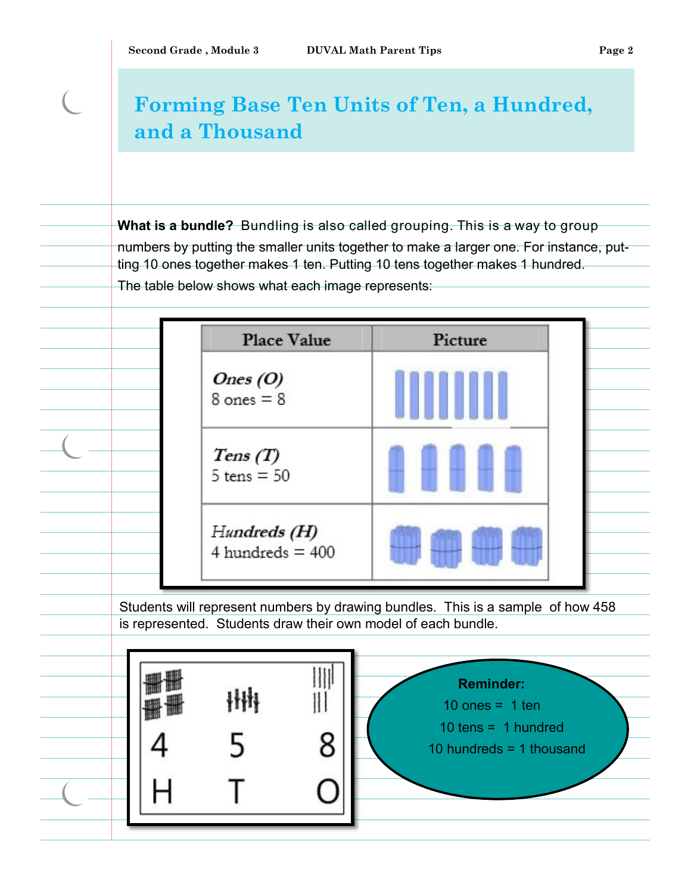# Forming Base Ten Units of Ten, a Hundred, and a Thousand

**What is a bundle?** Bundling is also called grouping. This is a way to group numbers by putting the smaller units together to make a larger one. For instance, putting 10 ones together makes 1 ten. Putting 10 tens together makes 1 hundred.

The table below shows what each image represents:

| Place Value | Picture |
|---|---|
| *Ones (O)* 8 ones = 8 | |
| *Tens (T)* 5 tens = 50 | |
| *Hundreds (H)* 4 hundreds = 400 | |

Students will represent numbers by drawing bundles. This is a sample of how 458 is represented. Students draw their own model of each bundle.

| 4 | 5 | 8 |
|---|---|---|
| H | T | O |

**Reminder:**

10 ones = 1 ten

10 tens = 1 hundred

10 hundreds = 1 thousand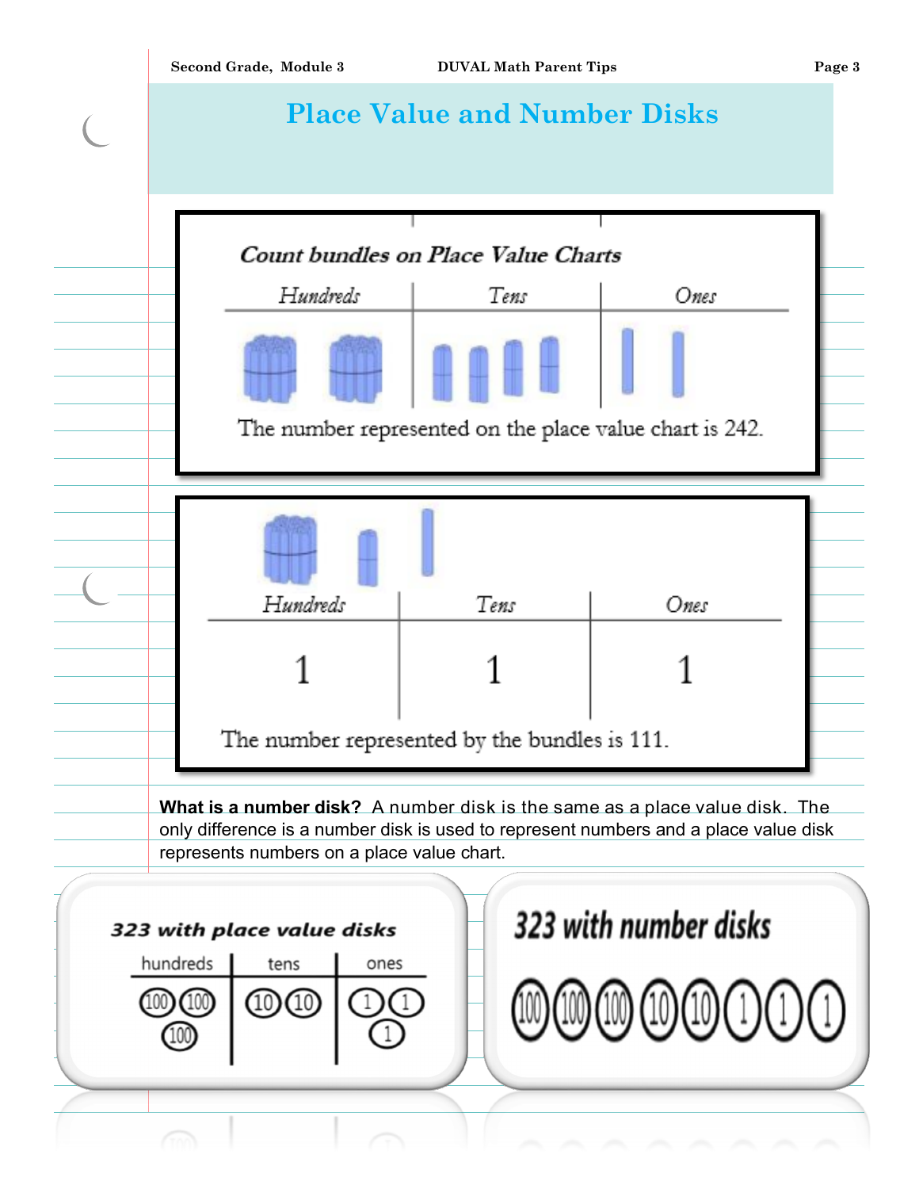# Place Value and Number Disks

### *Count bundles on Place Value Charts*

| *Hundreds* | *Tens* | *Ones* |
|---|---|---|
| | | |

The number represented on the place value chart is 242.

| *Hundreds* | *Tens* | *Ones* |
|---|---|---|
| 1 | 1 | 1 |

The number represented by the bundles is 111.

**What is a number disk?** A number disk is the same as a place value disk. The only difference is a number disk is used to represent numbers and a place value disk represents numbers on a place value chart.

***323 with place value disks***

| hundreds | tens | ones |
|---|---|---|
| 100 100 100 | 10 10 | 1 1 1 |

**323 with number disks**

100 100 100 10 10 1 1 1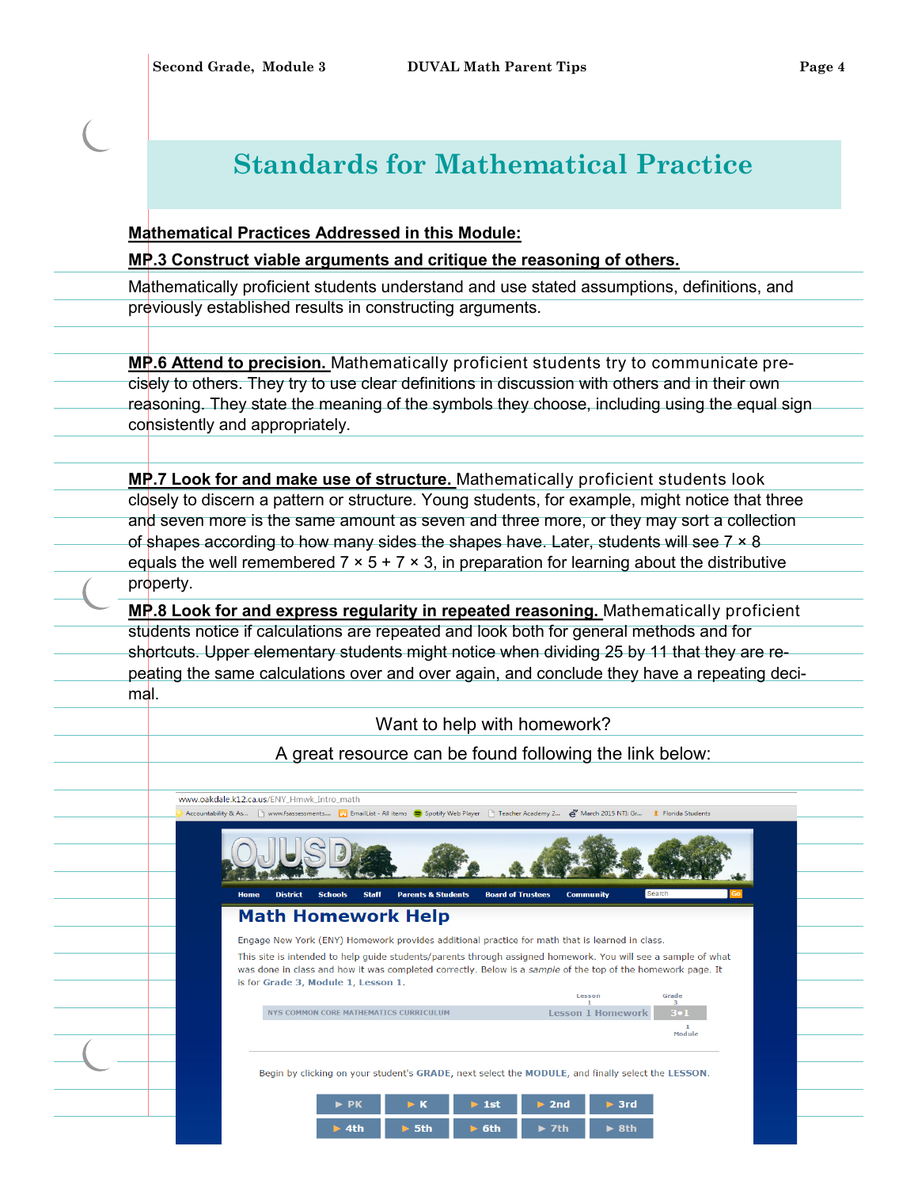# Standards for Mathematical Practice

**Mathematical Practices Addressed in this Module:**

**MP.3 Construct viable arguments and critique the reasoning of others.**

Mathematically proficient students understand and use stated assumptions, definitions, and previously established results in constructing arguments.

**MP.6 Attend to precision.** Mathematically proficient students try to communicate precisely to others. They try to use clear definitions in discussion with others and in their own reasoning. They state the meaning of the symbols they choose, including using the equal sign consistently and appropriately.

**MP.7 Look for and make use of structure.** Mathematically proficient students look closely to discern a pattern or structure. Young students, for example, might notice that three and seven more is the same amount as seven and three more, or they may sort a collection of shapes according to how many sides the shapes have. Later, students will see $7 \times 8$ equals the well remembered $7 \times 5 + 7 \times 3$, in preparation for learning about the distributive property.

**MP.8 Look for and express regularity in repeated reasoning.** Mathematically proficient students notice if calculations are repeated and look both for general methods and for shortcuts. Upper elementary students might notice when dividing 25 by 11 that they are repeating the same calculations over and over again, and conclude they have a repeating decimal.

Want to help with homework?

A great resource can be found following the link below:

www.oakdale.k12.ca.us/ENY_Hmwk_Intro_math

## Math Homework Help

Engage New York (ENY) Homework provides additional practice for math that is learned in class.

This site is intended to help guide students/parents through assigned homework. You will see a sample of what was done in class and how it was completed correctly. Below is a *sample* of the top of the homework page. It is for **Grade 3, Module 1, Lesson 1**.

NYS COMMON CORE MATHEMATICS CURRICULUM — Lesson 1 Homework 3•1

Begin by clicking on your student's **GRADE**, next select the **MODULE**, and finally select the **LESSON**.

PK | K | 1st | 2nd | 3rd | 4th | 5th | 6th | 7th | 8th